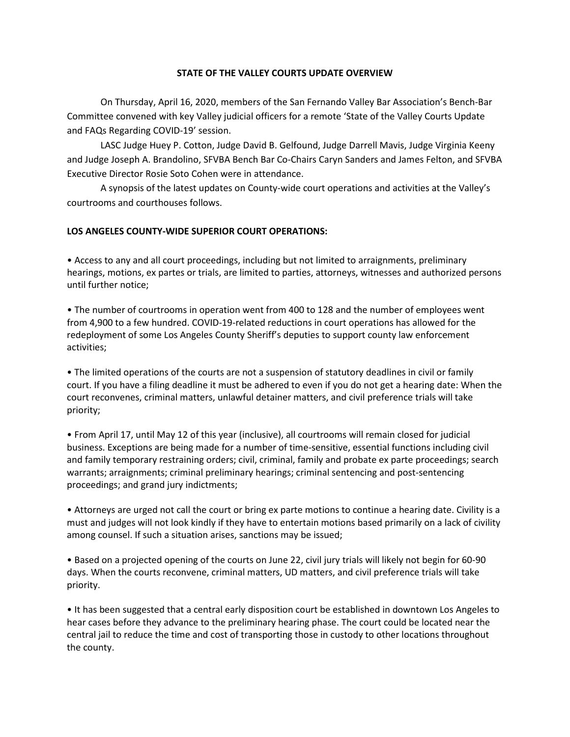# STATE OF THE VALLEY COURTS UPDATE OVERVIEW

On Thursday, April 16, 2020, members of the San Fernando Valley Bar Association's Bench-Bar Committee convened with key Valley judicial officers for a remote 'State of the Valley Courts Update and FAQs Regarding COVID-19' session.

LASC Judge Huey P. Cotton, Judge David B. Gelfound, Judge Darrell Mavis, Judge Virginia Keeny and Judge Joseph A. Brandolino, SFVBA Bench Bar Co-Chairs Caryn Sanders and James Felton, and SFVBA Executive Director Rosie Soto Cohen were in attendance.

A synopsis of the latest updates on County-wide court operations and activities at the Valley's courtrooms and courthouses follows.

## LOS ANGELES COUNTY-WIDE SUPERIOR COURT OPERATIONS:

• Access to any and all court proceedings, including but not limited to arraignments, preliminary hearings, motions, ex partes or trials, are limited to parties, attorneys, witnesses and authorized persons until further notice;

• The number of courtrooms in operation went from 400 to 128 and the number of employees went from 4,900 to a few hundred. COVID-19-related reductions in court operations has allowed for the redeployment of some Los Angeles County Sheriff's deputies to support county law enforcement activities;

• The limited operations of the courts are not a suspension of statutory deadlines in civil or family court. If you have a filing deadline it must be adhered to even if you do not get a hearing date: When the court reconvenes, criminal matters, unlawful detainer matters, and civil preference trials will take priority;

• From April 17, until May 12 of this year (inclusive), all courtrooms will remain closed for judicial business. Exceptions are being made for a number of time-sensitive, essential functions including civil and family temporary restraining orders; civil, criminal, family and probate ex parte proceedings; search warrants; arraignments; criminal preliminary hearings; criminal sentencing and post-sentencing proceedings; and grand jury indictments;

• Attorneys are urged not call the court or bring ex parte motions to continue a hearing date. Civility is a must and judges will not look kindly if they have to entertain motions based primarily on a lack of civility among counsel. If such a situation arises, sanctions may be issued;

• Based on a projected opening of the courts on June 22, civil jury trials will likely not begin for 60-90 days. When the courts reconvene, criminal matters, UD matters, and civil preference trials will take priority.

• It has been suggested that a central early disposition court be established in downtown Los Angeles to hear cases before they advance to the preliminary hearing phase. The court could be located near the central jail to reduce the time and cost of transporting those in custody to other locations throughout the county.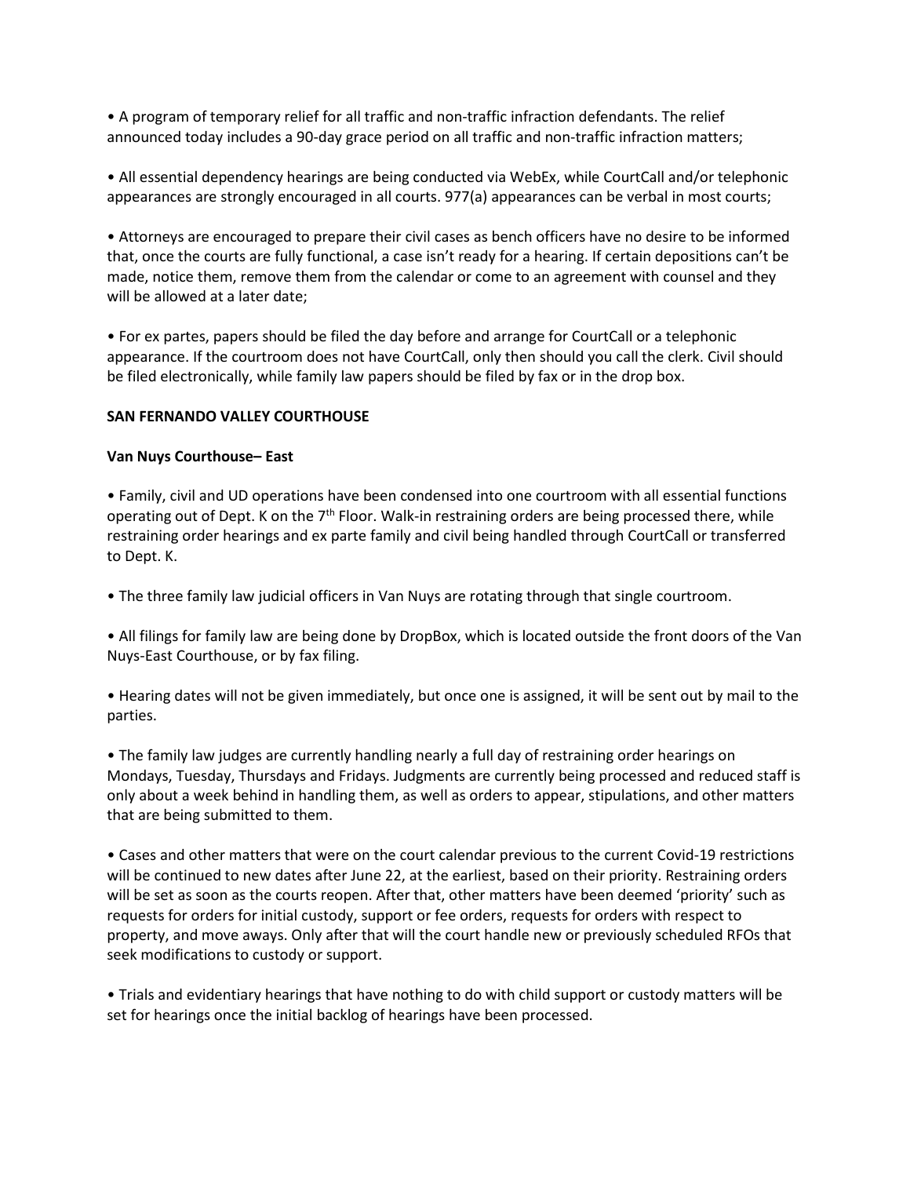- A program of temporary relief for all traffic and non-traffic infraction defendants. The relief announced today includes a 90-day grace period on all traffic and non-traffic infraction matters;

- All essential dependency hearings are being conducted via WebEx, while CourtCall and/or telephonic appearances are strongly encouraged in all courts. 977(a) appearances can be verbal in most courts;

- Attorneys are encouraged to prepare their civil cases as bench officers have no desire to be informed that, once the courts are fully functional, a case isn't ready for a hearing. If certain depositions can't be made, notice them, remove them from the calendar or come to an agreement with counsel and they will be allowed at a later date;

- For ex partes, papers should be filed the day before and arrange for CourtCall or a telephonic appearance. If the courtroom does not have CourtCall, only then should you call the clerk. Civil should be filed electronically, while family law papers should be filed by fax or in the drop box.

**SAN FERNANDO VALLEY COURTHOUSE**

**Van Nuys Courthouse– East**

- Family, civil and UD operations have been condensed into one courtroom with all essential functions operating out of Dept. K on the 7th Floor. Walk-in restraining orders are being processed there, while restraining order hearings and ex parte family and civil being handled through CourtCall or transferred to Dept. K.

- The three family law judicial officers in Van Nuys are rotating through that single courtroom.

- All filings for family law are being done by DropBox, which is located outside the front doors of the Van Nuys-East Courthouse, or by fax filing.

- Hearing dates will not be given immediately, but once one is assigned, it will be sent out by mail to the parties.

- The family law judges are currently handling nearly a full day of restraining order hearings on Mondays, Tuesday, Thursdays and Fridays. Judgments are currently being processed and reduced staff is only about a week behind in handling them, as well as orders to appear, stipulations, and other matters that are being submitted to them.

- Cases and other matters that were on the court calendar previous to the current Covid-19 restrictions will be continued to new dates after June 22, at the earliest, based on their priority. Restraining orders will be set as soon as the courts reopen. After that, other matters have been deemed 'priority' such as requests for orders for initial custody, support or fee orders, requests for orders with respect to property, and move aways. Only after that will the court handle new or previously scheduled RFOs that seek modifications to custody or support.

- Trials and evidentiary hearings that have nothing to do with child support or custody matters will be set for hearings once the initial backlog of hearings have been processed.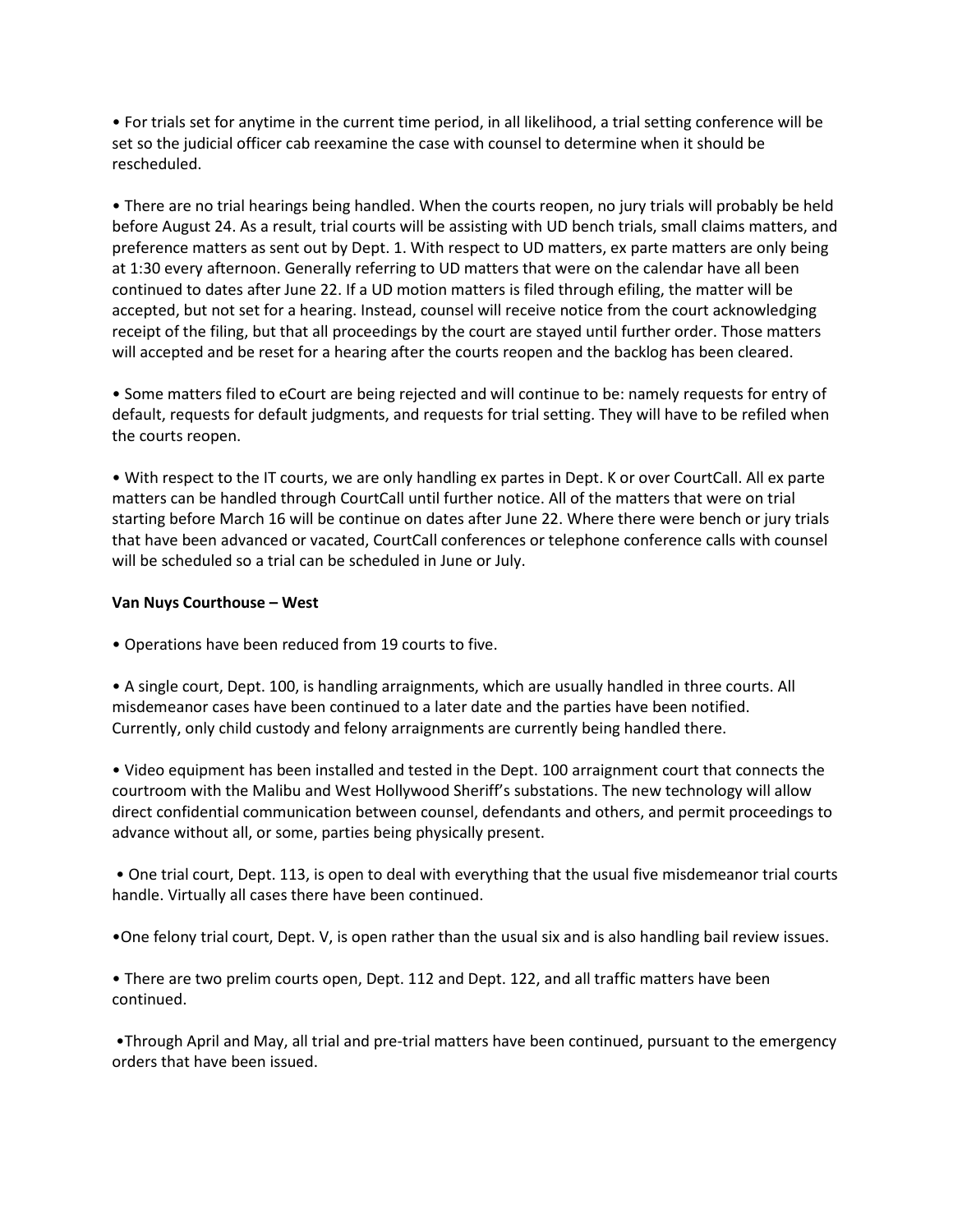• For trials set for anytime in the current time period, in all likelihood, a trial setting conference will be set so the judicial officer cab reexamine the case with counsel to determine when it should be rescheduled.

• There are no trial hearings being handled. When the courts reopen, no jury trials will probably be held before August 24. As a result, trial courts will be assisting with UD bench trials, small claims matters, and preference matters as sent out by Dept. 1. With respect to UD matters, ex parte matters are only being at 1:30 every afternoon. Generally referring to UD matters that were on the calendar have all been continued to dates after June 22. If a UD motion matters is filed through efiling, the matter will be accepted, but not set for a hearing. Instead, counsel will receive notice from the court acknowledging receipt of the filing, but that all proceedings by the court are stayed until further order. Those matters will accepted and be reset for a hearing after the courts reopen and the backlog has been cleared.

• Some matters filed to eCourt are being rejected and will continue to be: namely requests for entry of default, requests for default judgments, and requests for trial setting. They will have to be refiled when the courts reopen.

• With respect to the IT courts, we are only handling ex partes in Dept. K or over CourtCall. All ex parte matters can be handled through CourtCall until further notice. All of the matters that were on trial starting before March 16 will be continue on dates after June 22. Where there were bench or jury trials that have been advanced or vacated, CourtCall conferences or telephone conference calls with counsel will be scheduled so a trial can be scheduled in June or July.

**Van Nuys Courthouse – West**

• Operations have been reduced from 19 courts to five.

• A single court, Dept. 100, is handling arraignments, which are usually handled in three courts. All misdemeanor cases have been continued to a later date and the parties have been notified. Currently, only child custody and felony arraignments are currently being handled there.

• Video equipment has been installed and tested in the Dept. 100 arraignment court that connects the courtroom with the Malibu and West Hollywood Sheriff's substations. The new technology will allow direct confidential communication between counsel, defendants and others, and permit proceedings to advance without all, or some, parties being physically present.

• One trial court, Dept. 113, is open to deal with everything that the usual five misdemeanor trial courts handle. Virtually all cases there have been continued.

• One felony trial court, Dept. V, is open rather than the usual six and is also handling bail review issues.

• There are two prelim courts open, Dept. 112 and Dept. 122, and all traffic matters have been continued.

• Through April and May, all trial and pre-trial matters have been continued, pursuant to the emergency orders that have been issued.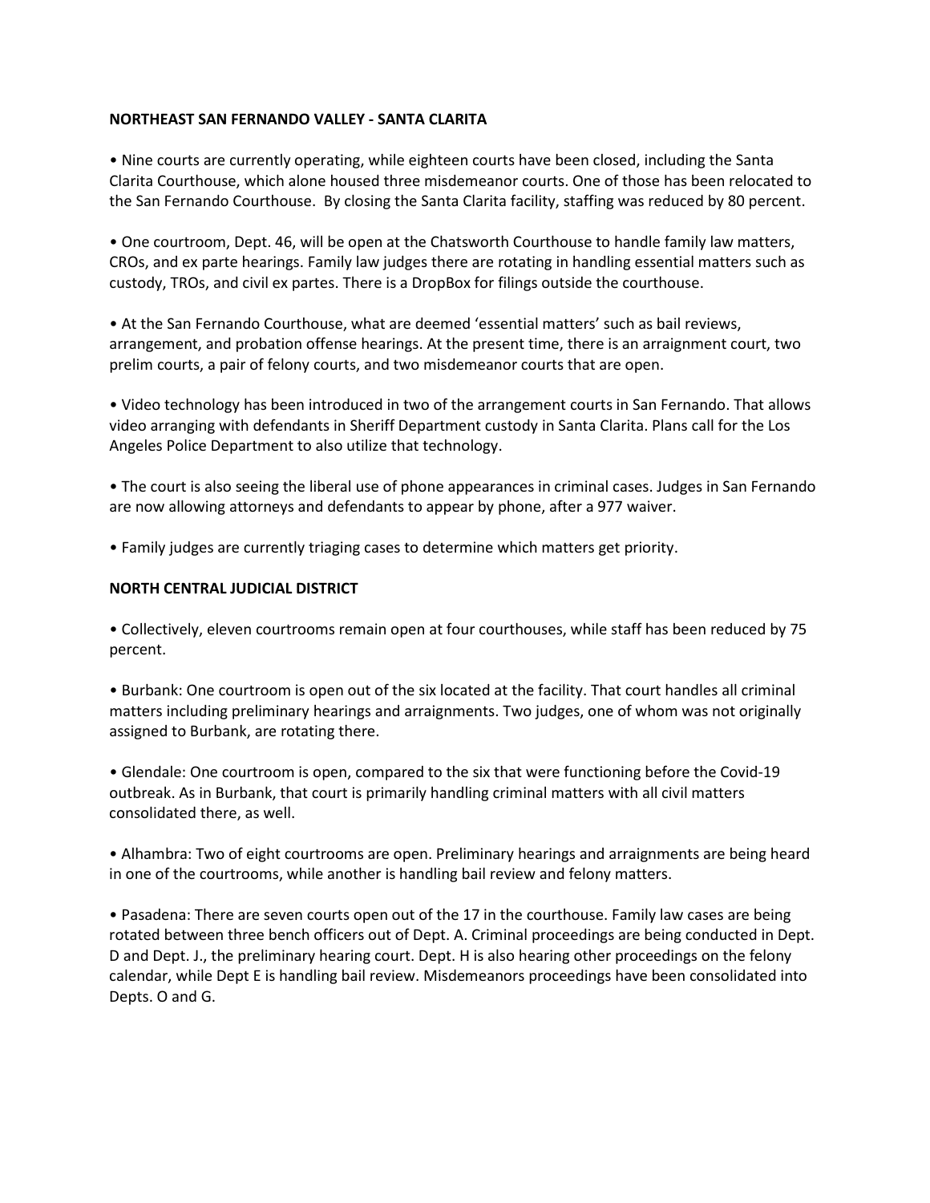**NORTHEAST SAN FERNANDO VALLEY - SANTA CLARITA**

- Nine courts are currently operating, while eighteen courts have been closed, including the Santa Clarita Courthouse, which alone housed three misdemeanor courts. One of those has been relocated to the San Fernando Courthouse. By closing the Santa Clarita facility, staffing was reduced by 80 percent.

- One courtroom, Dept. 46, will be open at the Chatsworth Courthouse to handle family law matters, CROs, and ex parte hearings. Family law judges there are rotating in handling essential matters such as custody, TROs, and civil ex partes. There is a DropBox for filings outside the courthouse.

- At the San Fernando Courthouse, what are deemed 'essential matters' such as bail reviews, arrangement, and probation offense hearings. At the present time, there is an arraignment court, two prelim courts, a pair of felony courts, and two misdemeanor courts that are open.

- Video technology has been introduced in two of the arrangement courts in San Fernando. That allows video arranging with defendants in Sheriff Department custody in Santa Clarita. Plans call for the Los Angeles Police Department to also utilize that technology.

- The court is also seeing the liberal use of phone appearances in criminal cases. Judges in San Fernando are now allowing attorneys and defendants to appear by phone, after a 977 waiver.

- Family judges are currently triaging cases to determine which matters get priority.

**NORTH CENTRAL JUDICIAL DISTRICT**

- Collectively, eleven courtrooms remain open at four courthouses, while staff has been reduced by 75 percent.

- Burbank: One courtroom is open out of the six located at the facility. That court handles all criminal matters including preliminary hearings and arraignments. Two judges, one of whom was not originally assigned to Burbank, are rotating there.

- Glendale: One courtroom is open, compared to the six that were functioning before the Covid-19 outbreak. As in Burbank, that court is primarily handling criminal matters with all civil matters consolidated there, as well.

- Alhambra: Two of eight courtrooms are open. Preliminary hearings and arraignments are being heard in one of the courtrooms, while another is handling bail review and felony matters.

- Pasadena: There are seven courts open out of the 17 in the courthouse. Family law cases are being rotated between three bench officers out of Dept. A. Criminal proceedings are being conducted in Dept. D and Dept. J., the preliminary hearing court. Dept. H is also hearing other proceedings on the felony calendar, while Dept E is handling bail review. Misdemeanors proceedings have been consolidated into Depts. O and G.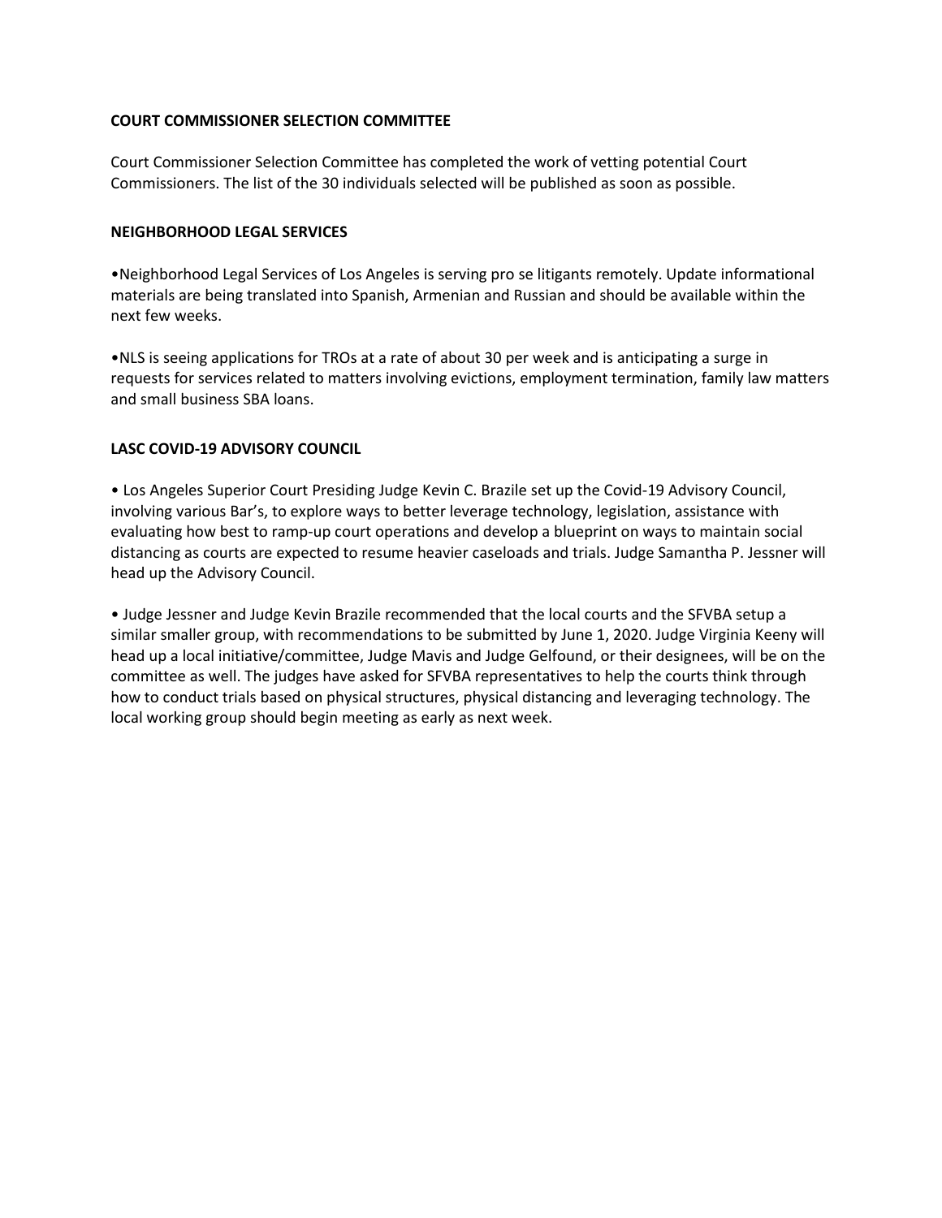**COURT COMMISSIONER SELECTION COMMITTEE**

Court Commissioner Selection Committee has completed the work of vetting potential Court Commissioners. The list of the 30 individuals selected will be published as soon as possible.

**NEIGHBORHOOD LEGAL SERVICES**

•Neighborhood Legal Services of Los Angeles is serving pro se litigants remotely. Update informational materials are being translated into Spanish, Armenian and Russian and should be available within the next few weeks.

•NLS is seeing applications for TROs at a rate of about 30 per week and is anticipating a surge in requests for services related to matters involving evictions, employment termination, family law matters and small business SBA loans.

**LASC COVID-19 ADVISORY COUNCIL**

• Los Angeles Superior Court Presiding Judge Kevin C. Brazile set up the Covid-19 Advisory Council, involving various Bar's, to explore ways to better leverage technology, legislation, assistance with evaluating how best to ramp-up court operations and develop a blueprint on ways to maintain social distancing as courts are expected to resume heavier caseloads and trials. Judge Samantha P. Jessner will head up the Advisory Council.

• Judge Jessner and Judge Kevin Brazile recommended that the local courts and the SFVBA setup a similar smaller group, with recommendations to be submitted by June 1, 2020. Judge Virginia Keeny will head up a local initiative/committee, Judge Mavis and Judge Gelfound, or their designees, will be on the committee as well. The judges have asked for SFVBA representatives to help the courts think through how to conduct trials based on physical structures, physical distancing and leveraging technology. The local working group should begin meeting as early as next week.